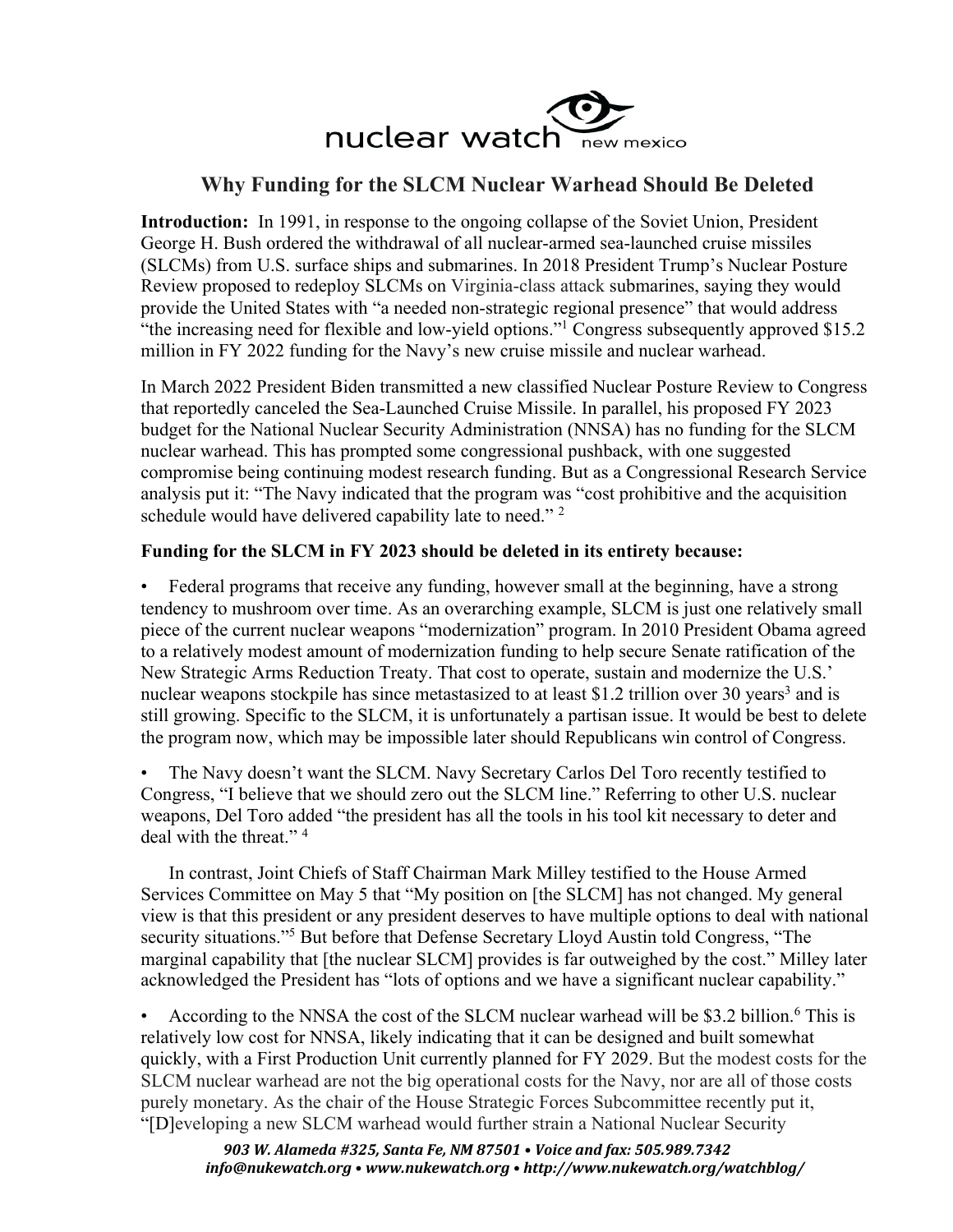# Why Funding for the SLCM Nuclear Warhead Should Be Deleted

**Introduction:** In 1991, in response to the ongoing collapse of the Soviet Union, President George H. Bush ordered the withdrawal of all nuclear-armed sea-launched cruise missiles (SLCMs) from U.S. surface ships and submarines. In 2018 President Trump's Nuclear Posture Review proposed to redeploy SLCMs on Virginia-class attack submarines, saying they would provide the United States with "a needed non-strategic regional presence" that would address "the increasing need for flexible and low-yield options."[1] Congress subsequently approved $15.2 million in FY 2022 funding for the Navy's new cruise missile and nuclear warhead.

In March 2022 President Biden transmitted a new classified Nuclear Posture Review to Congress that reportedly canceled the Sea-Launched Cruise Missile. In parallel, his proposed FY 2023 budget for the National Nuclear Security Administration (NNSA) has no funding for the SLCM nuclear warhead. This has prompted some congressional pushback, with one suggested compromise being continuing modest research funding. But as a Congressional Research Service analysis put it: "The Navy indicated that the program was "cost prohibitive and the acquisition schedule would have delivered capability late to need." [2]

**Funding for the SLCM in FY 2023 should be deleted in its entirety because:**

- Federal programs that receive any funding, however small at the beginning, have a strong tendency to mushroom over time. As an overarching example, SLCM is just one relatively small piece of the current nuclear weapons "modernization" program. In 2010 President Obama agreed to a relatively modest amount of modernization funding to help secure Senate ratification of the New Strategic Arms Reduction Treaty. That cost to operate, sustain and modernize the U.S.' nuclear weapons stockpile has since metastasized to at least $1.2 trillion over 30 years[3] and is still growing. Specific to the SLCM, it is unfortunately a partisan issue. It would be best to delete the program now, which may be impossible later should Republicans win control of Congress.

- The Navy doesn't want the SLCM. Navy Secretary Carlos Del Toro recently testified to Congress, "I believe that we should zero out the SLCM line." Referring to other U.S. nuclear weapons, Del Toro added "the president has all the tools in his tool kit necessary to deter and deal with the threat." [4]

  In contrast, Joint Chiefs of Staff Chairman Mark Milley testified to the House Armed Services Committee on May 5 that "My position on [the SLCM] has not changed. My general view is that this president or any president deserves to have multiple options to deal with national security situations."[5] But before that Defense Secretary Lloyd Austin told Congress, "The marginal capability that [the nuclear SLCM] provides is far outweighed by the cost." Milley later acknowledged the President has "lots of options and we have a significant nuclear capability."

- According to the NNSA the cost of the SLCM nuclear warhead will be $3.2 billion.[6] This is relatively low cost for NNSA, likely indicating that it can be designed and built somewhat quickly, with a First Production Unit currently planned for FY 2029. But the modest costs for the SLCM nuclear warhead are not the big operational costs for the Navy, nor are all of those costs purely monetary. As the chair of the House Strategic Forces Subcommittee recently put it, "[D]eveloping a new SLCM warhead would further strain a National Nuclear Security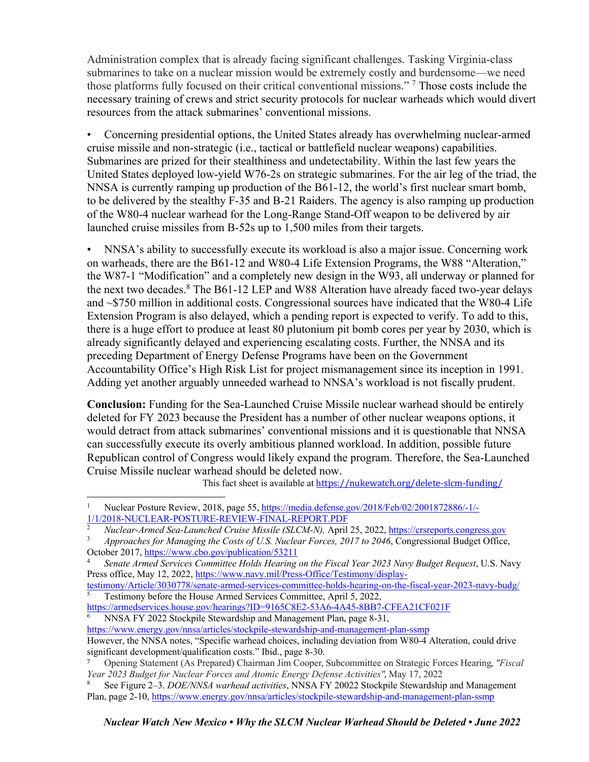Administration complex that is already facing significant challenges. Tasking Virginia-class submarines to take on a nuclear mission would be extremely costly and burdensome—we need those platforms fully focused on their critical conventional missions." [7] Those costs include the necessary training of crews and strict security protocols for nuclear warheads which would divert resources from the attack submarines' conventional missions.

- Concerning presidential options, the United States already has overwhelming nuclear-armed cruise missile and non-strategic (i.e., tactical or battlefield nuclear weapons) capabilities. Submarines are prized for their stealthiness and undetectability. Within the last few years the United States deployed low-yield W76-2s on strategic submarines. For the air leg of the triad, the NNSA is currently ramping up production of the B61-12, the world's first nuclear smart bomb, to be delivered by the stealthy F-35 and B-21 Raiders. The agency is also ramping up production of the W80-4 nuclear warhead for the Long-Range Stand-Off weapon to be delivered by air launched cruise missiles from B-52s up to 1,500 miles from their targets.

- NNSA's ability to successfully execute its workload is also a major issue. Concerning work on warheads, there are the B61-12 and W80-4 Life Extension Programs, the W88 "Alteration," the W87-1 "Modification" and a completely new design in the W93, all underway or planned for the next two decades.[8] The B61-12 LEP and W88 Alteration have already faced two-year delays and ~$750 million in additional costs. Congressional sources have indicated that the W80-4 Life Extension Program is also delayed, which a pending report is expected to verify. To add to this, there is a huge effort to produce at least 80 plutonium pit bomb cores per year by 2030, which is already significantly delayed and experiencing escalating costs. Further, the NNSA and its preceding Department of Energy Defense Programs have been on the Government Accountability Office's High Risk List for project mismanagement since its inception in 1991. Adding yet another arguably unneeded warhead to NNSA's workload is not fiscally prudent.

**Conclusion:** Funding for the Sea-Launched Cruise Missile nuclear warhead should be entirely deleted for FY 2023 because the President has a number of other nuclear weapons options, it would detract from attack submarines' conventional missions and it is questionable that NNSA can successfully execute its overly ambitious planned workload. In addition, possible future Republican control of Congress would likely expand the program. Therefore, the Sea-Launched Cruise Missile nuclear warhead should be deleted now.

This fact sheet is available at https://nukewatch.org/delete-slcm-funding/

---

[1] Nuclear Posture Review, 2018, page 55, https://media.defense.gov/2018/Feb/02/2001872886/-1/-1/1/2018-NUCLEAR-POSTURE-REVIEW-FINAL-REPORT.PDF

[2] *Nuclear-Armed Sea-Launched Cruise Missile (SLCM-N),* April 25, 2022, https://crsreports.congress.gov

[3] *Approaches for Managing the Costs of U.S. Nuclear Forces, 2017 to 2046*, Congressional Budget Office, October 2017, https://www.cbo.gov/publication/53211

[4] *Senate Armed Services Committee Holds Hearing on the Fiscal Year 2023 Navy Budget Request*, U.S. Navy Press office, May 12, 2022, https://www.navy.mil/Press-Office/Testimony/display-testimony/Article/3030778/senate-armed-services-committee-holds-hearing-on-the-fiscal-year-2023-navy-budg/

[5] Testimony before the House Armed Services Committee, April 5, 2022, https://armedservices.house.gov/hearings?ID=9165C8E2-53A6-4A45-8BB7-CFEA21CF021F

[6] NNSA FY 2022 Stockpile Stewardship and Management Plan, page 8-31, https://www.energy.gov/nnsa/articles/stockpile-stewardship-and-management-plan-ssmp
However, the NNSA notes, "Specific warhead choices, including deviation from W80-4 Alteration, could drive significant development/qualification costs." Ibid., page 8-30.

[7] Opening Statement (As Prepared) Chairman Jim Cooper, Subcommittee on Strategic Forces Hearing, *"Fiscal Year 2023 Budget for Nuclear Forces and Atomic Energy Defense Activities",* May 17, 2022

[8] See Figure 2–3. *DOE/NNSA warhead activities*, NNSA FY 20022 Stockpile Stewardship and Management Plan, page 2-10, https://www.energy.gov/nnsa/articles/stockpile-stewardship-and-management-plan-ssmp